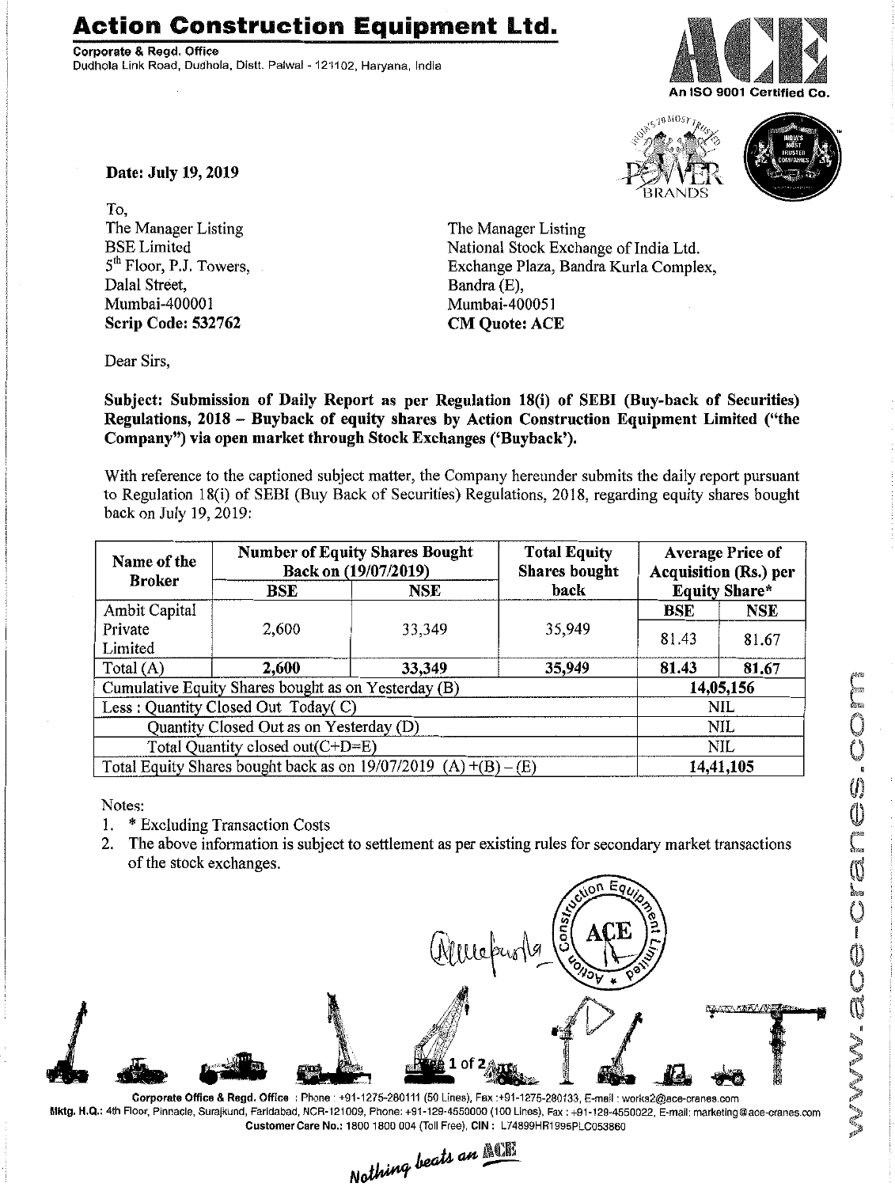# Action Construction Equipment Ltd.

**Corporate & Regd. Office**
Dudhola Link Road, Dudhola, Distt. Palwal - 121102, Haryana, India

An ISO 9001 Certified Co.

**Date: July 19, 2019**

To,
The Manager Listing
BSE Limited
5th Floor, P.J. Towers,
Dalal Street,
Mumbai-400001
**Scrip Code: 532762**

The Manager Listing
National Stock Exchange of India Ltd.
Exchange Plaza, Bandra Kurla Complex,
Bandra (E),
Mumbai-400051
**CM Quote: ACE**

Dear Sirs,

**Subject: Submission of Daily Report as per Regulation 18(i) of SEBI (Buy-back of Securities) Regulations, 2018 – Buyback of equity shares by Action Construction Equipment Limited ("the Company") via open market through Stock Exchanges ('Buyback').**

With reference to the captioned subject matter, the Company hereunder submits the daily report pursuant to Regulation 18(i) of SEBI (Buy Back of Securities) Regulations, 2018, regarding equity shares bought back on July 19, 2019:

| Name of the Broker | Number of Equity Shares Bought Back on (19/07/2019) | | Total Equity Shares bought back | Average Price of Acquisition (Rs.) per Equity Share* | |
|---|---|---|---|---|---|
| | BSE | NSE | | BSE | NSE |
| Ambit Capital Private Limited | 2,600 | 33,349 | 35,949 | 81.43 | 81.67 |
| Total (A) | **2,600** | **33,349** | **35,949** | **81.43** | **81.67** |
| Cumulative Equity Shares bought as on Yesterday (B) | | | | **14,05,156** | |
| Less : Quantity Closed Out Today( C) | | | | NIL | |
| Quantity Closed Out as on Yesterday (D) | | | | NIL | |
| Total Quantity closed out(C+D=E) | | | | NIL | |
| Total Equity Shares bought back as on 19/07/2019 (A) +(B) – (E) | | | | **14,41,105** | |

Notes:
1. * Excluding Transaction Costs
2. The above information is subject to settlement as per existing rules for secondary market transactions of the stock exchanges.

**Corporate Office & Regd. Office** : Phone : +91-1275-280111 (50 Lines), Fax :+91-1275-280133, E-mail : works2@ace-cranes.com
**Mktg. H.Q.:** 4th Floor, Pinnacle, Surajkund, Faridabad, NCR-121009, Phone: +91-129-4550000 (100 Lines), Fax : +91-129-4550022, E-mail: marketing@ace-cranes.com
**Customer Care No.:** 1800 1800 004 (Toll Free), **CIN :** L74899HR1995PLC053860

www.ace-cranes.com

*Nothing beats an ACE*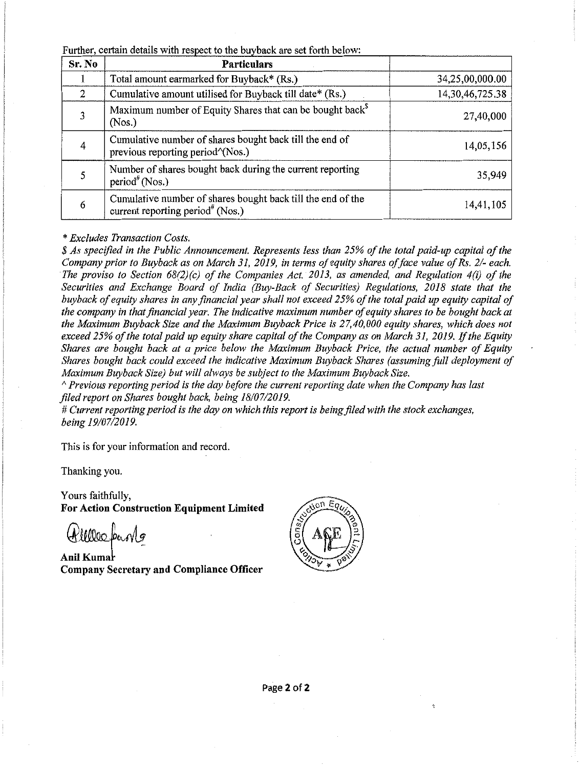Further, certain details with respect to the buyback are set forth below:

| Sr. No | Particulars | |
|---|---|---|
| 1 | Total amount earmarked for Buyback* (Rs.) | 34,25,00,000.00 |
| 2 | Cumulative amount utilised for Buyback till date* (Rs.) | 14,30,46,725.38 |
| 3 | Maximum number of Equity Shares that can be bought back$ (Nos.) | 27,40,000 |
| 4 | Cumulative number of shares bought back till the end of previous reporting period^(Nos.) | 14,05,156 |
| 5 | Number of shares bought back during the current reporting period# (Nos.) | 35,949 |
| 6 | Cumulative number of shares bought back till the end of the current reporting period# (Nos.) | 14,41,105 |

*\* Excludes Transaction Costs.*

*$ As specified in the Public Announcement. Represents less than 25% of the total paid-up capital of the Company prior to Buyback as on March 31, 2019, in terms of equity shares of face value of Rs. 2/- each. The proviso to Section 68(2)(c) of the Companies Act, 2013, as amended, and Regulation 4(i) of the Securities and Exchange Board of India (Buy-Back of Securities) Regulations, 2018 state that the buyback of equity shares in any financial year shall not exceed 25% of the total paid up equity capital of the company in that financial year. The indicative maximum number of equity shares to be bought back at the Maximum Buyback Size and the Maximum Buyback Price is 27,40,000 equity shares, which does not exceed 25% of the total paid up equity share capital of the Company as on March 31, 2019. If the Equity Shares are bought back at a price below the Maximum Buyback Price, the actual number of Equity Shares bought back could exceed the indicative Maximum Buyback Shares (assuming full deployment of Maximum Buyback Size) but will always be subject to the Maximum Buyback Size.*

*^ Previous reporting period is the day before the current reporting date when the Company has last filed report on Shares bought back, being 18/07/2019.*

*# Current reporting period is the day on which this report is being filed with the stock exchanges, being 19/07/2019.*

This is for your information and record.

Thanking you.

Yours faithfully,
**For Action Construction Equipment Limited**

**Anil Kumar**
**Company Secretary and Compliance Officer**